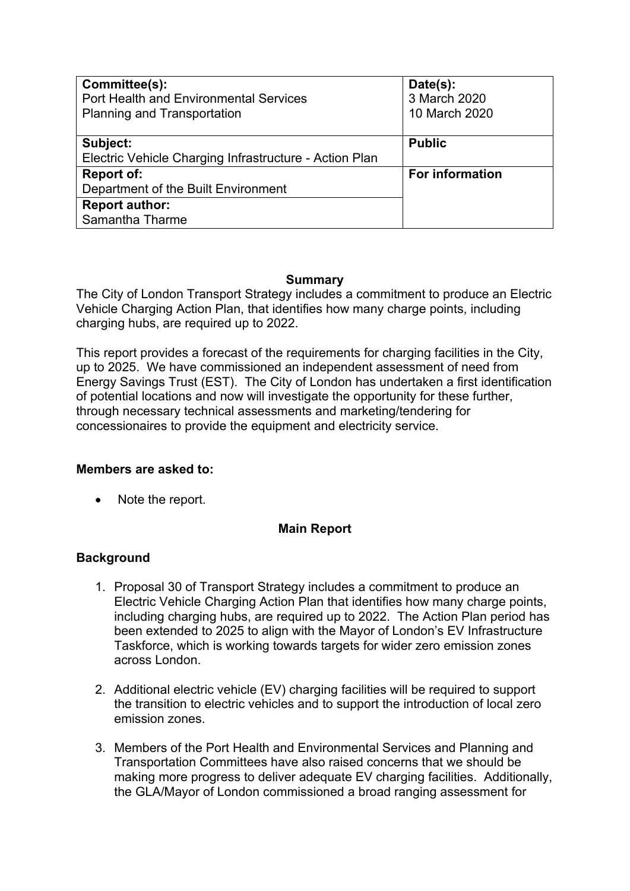| Committee(s): | Date(s): |
| --- | --- |
| Port Health and Environmental Services<br>Planning and Transportation | 3 March 2020<br>10 March 2020 |
| **Subject:**<br>Electric Vehicle Charging Infrastructure - Action Plan | **Public** |
| **Report of:**<br>Department of the Built Environment | **For information** |
| **Report author:**<br>Samantha Tharme | |

**Summary**

The City of London Transport Strategy includes a commitment to produce an Electric Vehicle Charging Action Plan, that identifies how many charge points, including charging hubs, are required up to 2022.

This report provides a forecast of the requirements for charging facilities in the City, up to 2025. We have commissioned an independent assessment of need from Energy Savings Trust (EST). The City of London has undertaken a first identification of potential locations and now will investigate the opportunity for these further, through necessary technical assessments and marketing/tendering for concessionaires to provide the equipment and electricity service.

**Members are asked to:**

- Note the report.

## Main Report

### Background

1. Proposal 30 of Transport Strategy includes a commitment to produce an Electric Vehicle Charging Action Plan that identifies how many charge points, including charging hubs, are required up to 2022. The Action Plan period has been extended to 2025 to align with the Mayor of London's EV Infrastructure Taskforce, which is working towards targets for wider zero emission zones across London.

2. Additional electric vehicle (EV) charging facilities will be required to support the transition to electric vehicles and to support the introduction of local zero emission zones.

3. Members of the Port Health and Environmental Services and Planning and Transportation Committees have also raised concerns that we should be making more progress to deliver adequate EV charging facilities. Additionally, the GLA/Mayor of London commissioned a broad ranging assessment for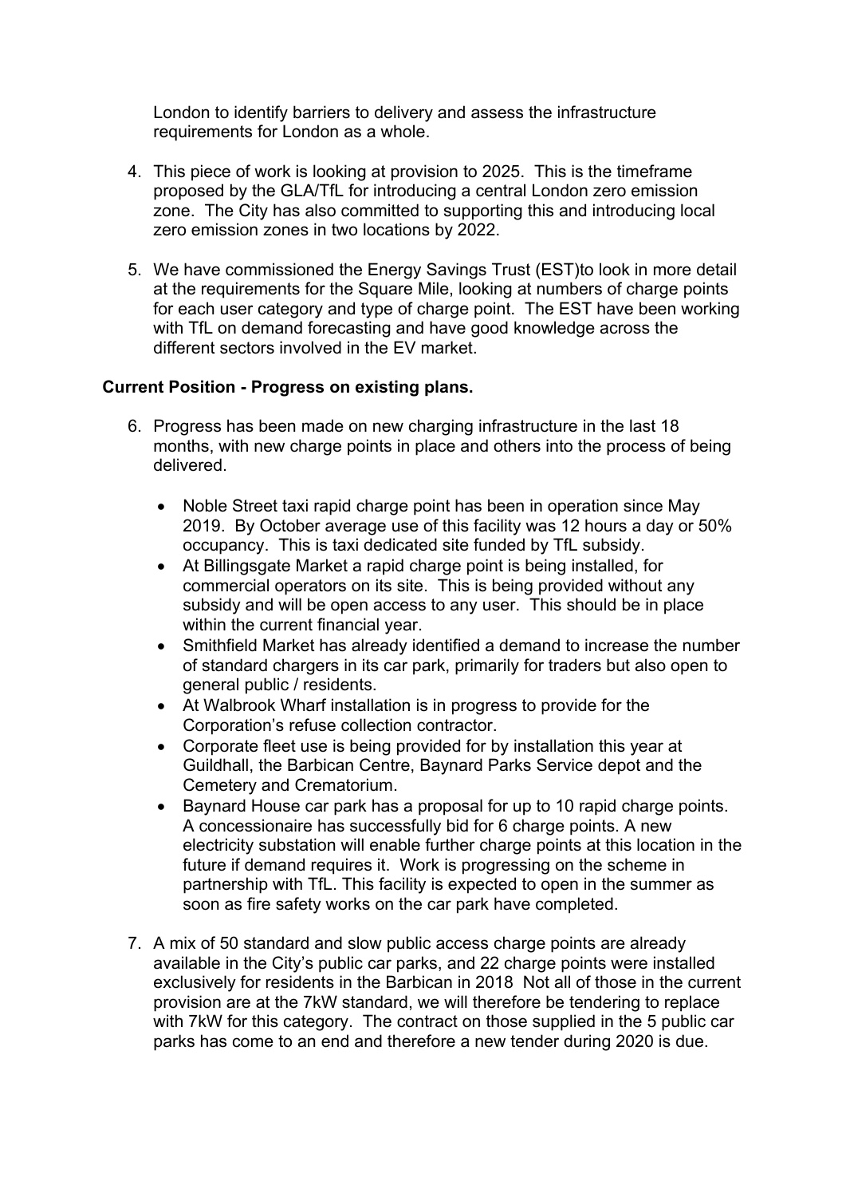London to identify barriers to delivery and assess the infrastructure requirements for London as a whole.

4. This piece of work is looking at provision to 2025. This is the timeframe proposed by the GLA/TfL for introducing a central London zero emission zone. The City has also committed to supporting this and introducing local zero emission zones in two locations by 2022.

5. We have commissioned the Energy Savings Trust (EST)to look in more detail at the requirements for the Square Mile, looking at numbers of charge points for each user category and type of charge point. The EST have been working with TfL on demand forecasting and have good knowledge across the different sectors involved in the EV market.

**Current Position - Progress on existing plans.**

6. Progress has been made on new charging infrastructure in the last 18 months, with new charge points in place and others into the process of being delivered.

   - Noble Street taxi rapid charge point has been in operation since May 2019. By October average use of this facility was 12 hours a day or 50% occupancy. This is taxi dedicated site funded by TfL subsidy.
   - At Billingsgate Market a rapid charge point is being installed, for commercial operators on its site. This is being provided without any subsidy and will be open access to any user. This should be in place within the current financial year.
   - Smithfield Market has already identified a demand to increase the number of standard chargers in its car park, primarily for traders but also open to general public / residents.
   - At Walbrook Wharf installation is in progress to provide for the Corporation's refuse collection contractor.
   - Corporate fleet use is being provided for by installation this year at Guildhall, the Barbican Centre, Baynard Parks Service depot and the Cemetery and Crematorium.
   - Baynard House car park has a proposal for up to 10 rapid charge points. A concessionaire has successfully bid for 6 charge points. A new electricity substation will enable further charge points at this location in the future if demand requires it. Work is progressing on the scheme in partnership with TfL. This facility is expected to open in the summer as soon as fire safety works on the car park have completed.

7. A mix of 50 standard and slow public access charge points are already available in the City's public car parks, and 22 charge points were installed exclusively for residents in the Barbican in 2018 Not all of those in the current provision are at the 7kW standard, we will therefore be tendering to replace with 7kW for this category. The contract on those supplied in the 5 public car parks has come to an end and therefore a new tender during 2020 is due.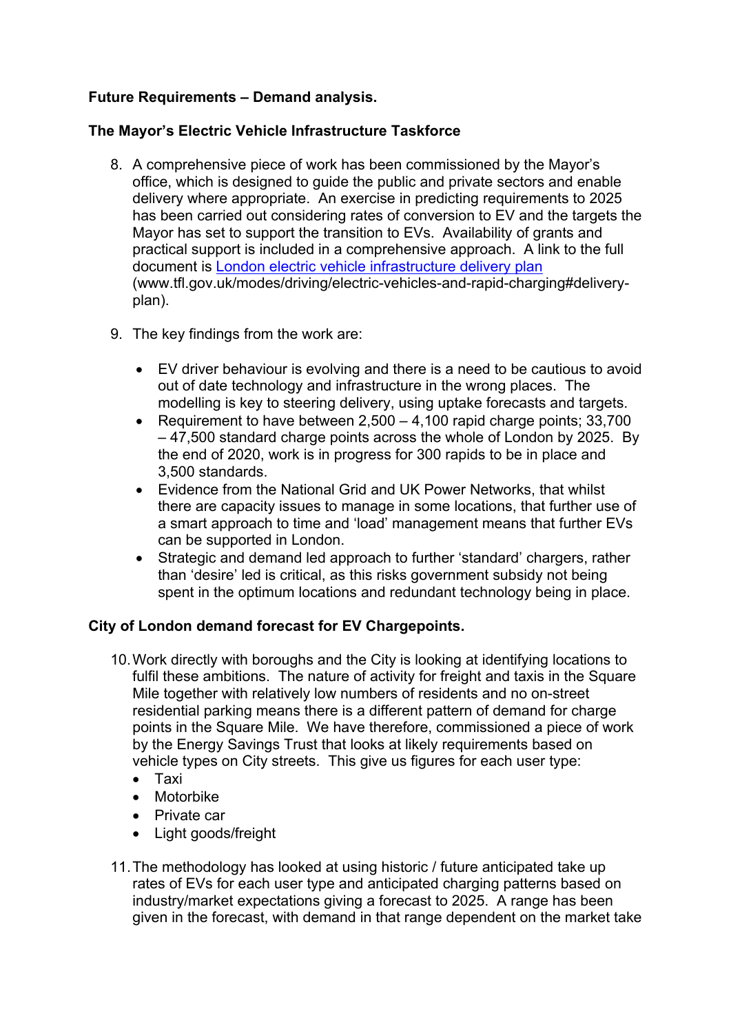**Future Requirements – Demand analysis.**

**The Mayor's Electric Vehicle Infrastructure Taskforce**

8. A comprehensive piece of work has been commissioned by the Mayor's office, which is designed to guide the public and private sectors and enable delivery where appropriate. An exercise in predicting requirements to 2025 has been carried out considering rates of conversion to EV and the targets the Mayor has set to support the transition to EVs. Availability of grants and practical support is included in a comprehensive approach. A link to the full document is [London electric vehicle infrastructure delivery plan](www.tfl.gov.uk/modes/driving/electric-vehicles-and-rapid-charging#delivery-plan) (www.tfl.gov.uk/modes/driving/electric-vehicles-and-rapid-charging#delivery-plan).

9. The key findings from the work are:

    - EV driver behaviour is evolving and there is a need to be cautious to avoid out of date technology and infrastructure in the wrong places. The modelling is key to steering delivery, using uptake forecasts and targets.
    - Requirement to have between 2,500 – 4,100 rapid charge points; 33,700 – 47,500 standard charge points across the whole of London by 2025. By the end of 2020, work is in progress for 300 rapids to be in place and 3,500 standards.
    - Evidence from the National Grid and UK Power Networks, that whilst there are capacity issues to manage in some locations, that further use of a smart approach to time and 'load' management means that further EVs can be supported in London.
    - Strategic and demand led approach to further 'standard' chargers, rather than 'desire' led is critical, as this risks government subsidy not being spent in the optimum locations and redundant technology being in place.

**City of London demand forecast for EV Chargepoints.**

10. Work directly with boroughs and the City is looking at identifying locations to fulfil these ambitions. The nature of activity for freight and taxis in the Square Mile together with relatively low numbers of residents and no on-street residential parking means there is a different pattern of demand for charge points in the Square Mile. We have therefore, commissioned a piece of work by the Energy Savings Trust that looks at likely requirements based on vehicle types on City streets. This give us figures for each user type:
    - Taxi
    - Motorbike
    - Private car
    - Light goods/freight

11. The methodology has looked at using historic / future anticipated take up rates of EVs for each user type and anticipated charging patterns based on industry/market expectations giving a forecast to 2025. A range has been given in the forecast, with demand in that range dependent on the market take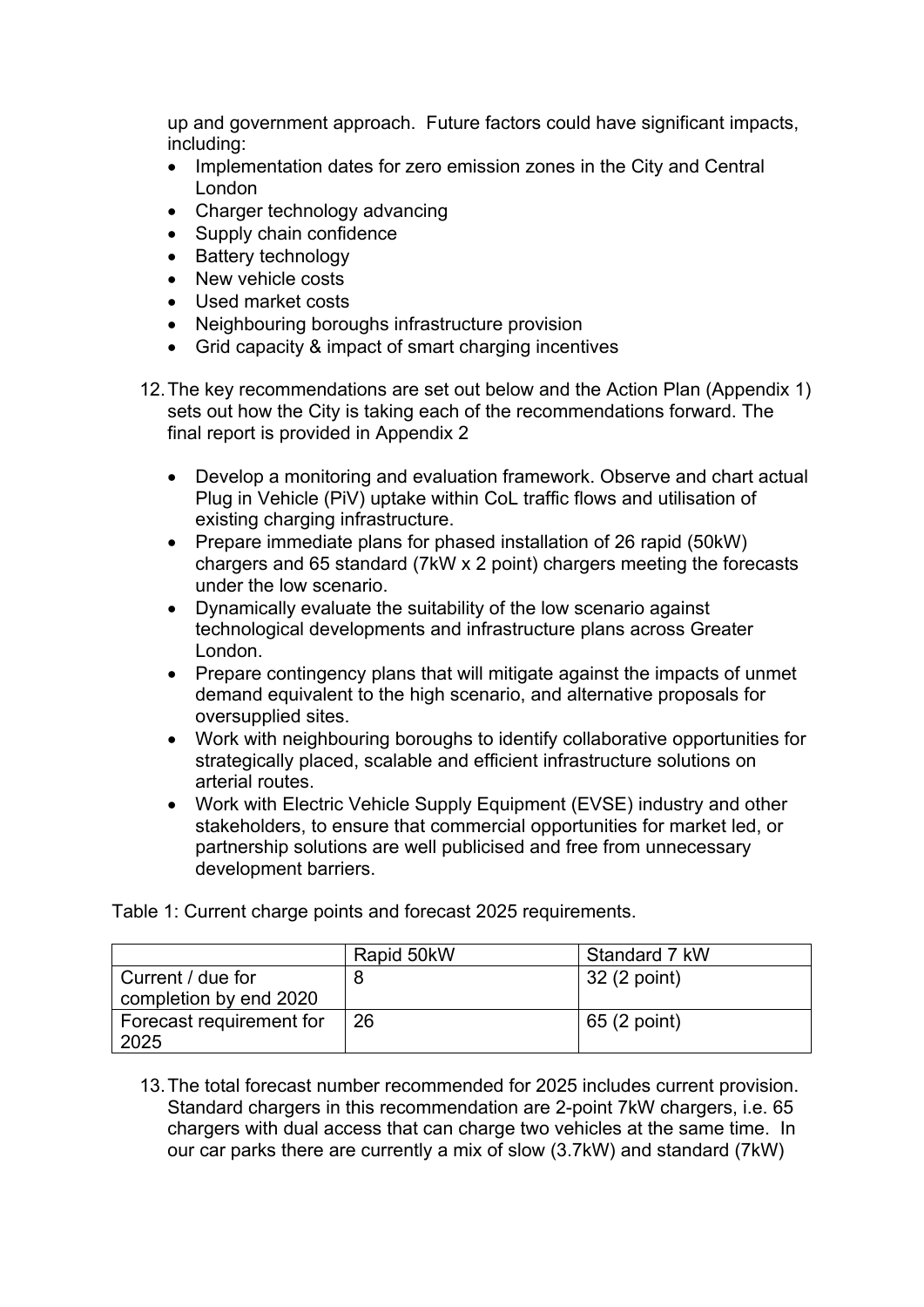up and government approach. Future factors could have significant impacts, including:

- Implementation dates for zero emission zones in the City and Central London
- Charger technology advancing
- Supply chain confidence
- Battery technology
- New vehicle costs
- Used market costs
- Neighbouring boroughs infrastructure provision
- Grid capacity & impact of smart charging incentives

12. The key recommendations are set out below and the Action Plan (Appendix 1) sets out how the City is taking each of the recommendations forward. The final report is provided in Appendix 2

    - Develop a monitoring and evaluation framework. Observe and chart actual Plug in Vehicle (PiV) uptake within CoL traffic flows and utilisation of existing charging infrastructure.
    - Prepare immediate plans for phased installation of 26 rapid (50kW) chargers and 65 standard (7kW x 2 point) chargers meeting the forecasts under the low scenario.
    - Dynamically evaluate the suitability of the low scenario against technological developments and infrastructure plans across Greater London.
    - Prepare contingency plans that will mitigate against the impacts of unmet demand equivalent to the high scenario, and alternative proposals for oversupplied sites.
    - Work with neighbouring boroughs to identify collaborative opportunities for strategically placed, scalable and efficient infrastructure solutions on arterial routes.
    - Work with Electric Vehicle Supply Equipment (EVSE) industry and other stakeholders, to ensure that commercial opportunities for market led, or partnership solutions are well publicised and free from unnecessary development barriers.

Table 1: Current charge points and forecast 2025 requirements.

| | Rapid 50kW | Standard 7 kW |
|---|---|---|
| Current / due for completion by end 2020 | 8 | 32 (2 point) |
| Forecast requirement for 2025 | 26 | 65 (2 point) |

13. The total forecast number recommended for 2025 includes current provision. Standard chargers in this recommendation are 2-point 7kW chargers, i.e. 65 chargers with dual access that can charge two vehicles at the same time. In our car parks there are currently a mix of slow (3.7kW) and standard (7kW)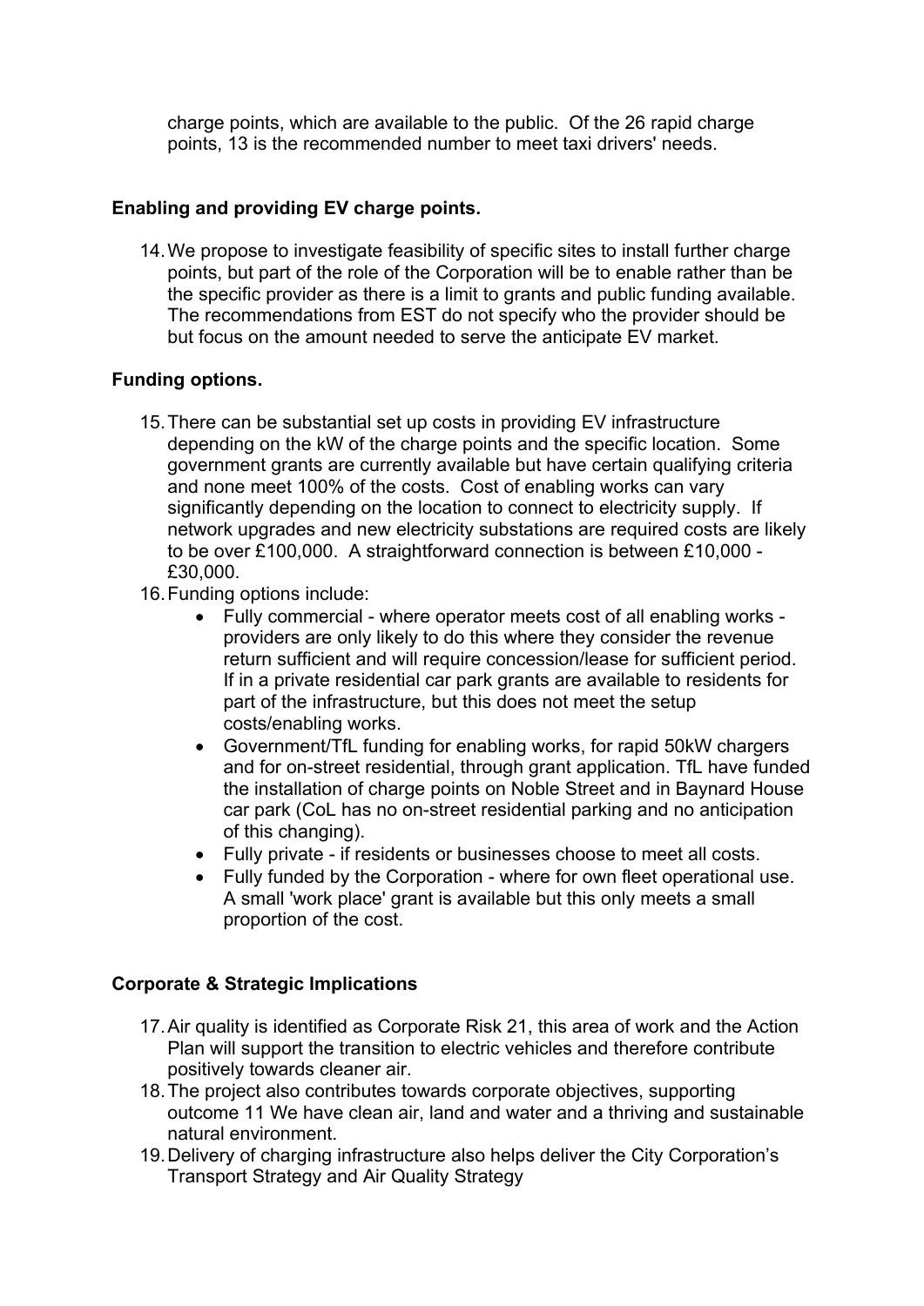charge points, which are available to the public. Of the 26 rapid charge points, 13 is the recommended number to meet taxi drivers' needs.

**Enabling and providing EV charge points.**

14. We propose to investigate feasibility of specific sites to install further charge points, but part of the role of the Corporation will be to enable rather than be the specific provider as there is a limit to grants and public funding available. The recommendations from EST do not specify who the provider should be but focus on the amount needed to serve the anticipate EV market.

**Funding options.**

15. There can be substantial set up costs in providing EV infrastructure depending on the kW of the charge points and the specific location. Some government grants are currently available but have certain qualifying criteria and none meet 100% of the costs. Cost of enabling works can vary significantly depending on the location to connect to electricity supply. If network upgrades and new electricity substations are required costs are likely to be over £100,000. A straightforward connection is between £10,000 - £30,000.
16. Funding options include:
    - Fully commercial - where operator meets cost of all enabling works - providers are only likely to do this where they consider the revenue return sufficient and will require concession/lease for sufficient period. If in a private residential car park grants are available to residents for part of the infrastructure, but this does not meet the setup costs/enabling works.
    - Government/TfL funding for enabling works, for rapid 50kW chargers and for on-street residential, through grant application. TfL have funded the installation of charge points on Noble Street and in Baynard House car park (CoL has no on-street residential parking and no anticipation of this changing).
    - Fully private - if residents or businesses choose to meet all costs.
    - Fully funded by the Corporation - where for own fleet operational use. A small 'work place' grant is available but this only meets a small proportion of the cost.

**Corporate & Strategic Implications**

17. Air quality is identified as Corporate Risk 21, this area of work and the Action Plan will support the transition to electric vehicles and therefore contribute positively towards cleaner air.
18. The project also contributes towards corporate objectives, supporting outcome 11 We have clean air, land and water and a thriving and sustainable natural environment.
19. Delivery of charging infrastructure also helps deliver the City Corporation's Transport Strategy and Air Quality Strategy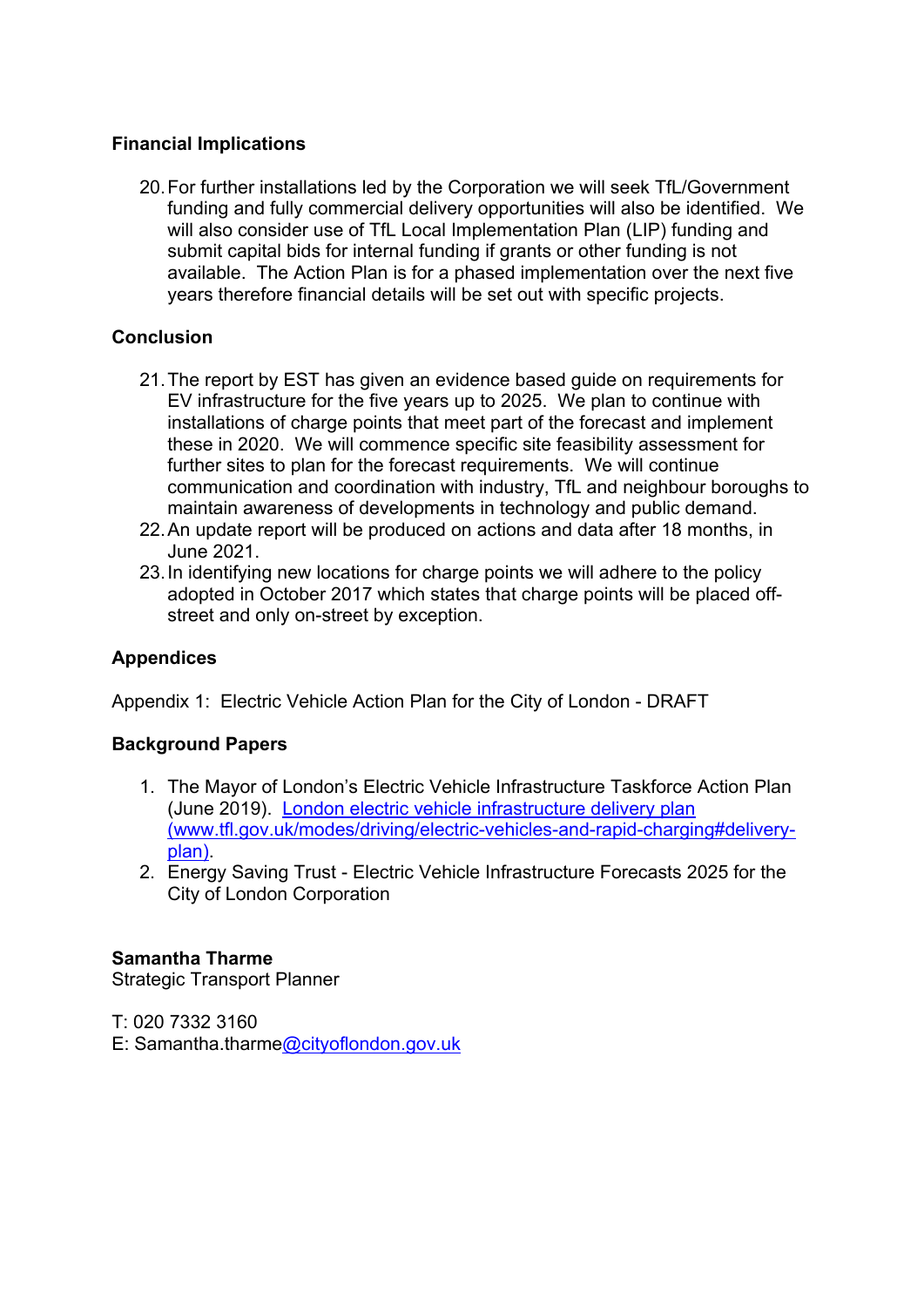**Financial Implications**

20. For further installations led by the Corporation we will seek TfL/Government funding and fully commercial delivery opportunities will also be identified. We will also consider use of TfL Local Implementation Plan (LIP) funding and submit capital bids for internal funding if grants or other funding is not available. The Action Plan is for a phased implementation over the next five years therefore financial details will be set out with specific projects.

**Conclusion**

21. The report by EST has given an evidence based guide on requirements for EV infrastructure for the five years up to 2025. We plan to continue with installations of charge points that meet part of the forecast and implement these in 2020. We will commence specific site feasibility assessment for further sites to plan for the forecast requirements. We will continue communication and coordination with industry, TfL and neighbour boroughs to maintain awareness of developments in technology and public demand.
22. An update report will be produced on actions and data after 18 months, in June 2021.
23. In identifying new locations for charge points we will adhere to the policy adopted in October 2017 which states that charge points will be placed off-street and only on-street by exception.

**Appendices**

Appendix 1: Electric Vehicle Action Plan for the City of London - DRAFT

**Background Papers**

1. The Mayor of London's Electric Vehicle Infrastructure Taskforce Action Plan (June 2019). [London electric vehicle infrastructure delivery plan (www.tfl.gov.uk/modes/driving/electric-vehicles-and-rapid-charging#delivery-plan)](www.tfl.gov.uk/modes/driving/electric-vehicles-and-rapid-charging#delivery-plan).
2. Energy Saving Trust - Electric Vehicle Infrastructure Forecasts 2025 for the City of London Corporation

**Samantha Tharme**
Strategic Transport Planner

T: 020 7332 3160
E: Samantha.tharme@cityoflondon.gov.uk